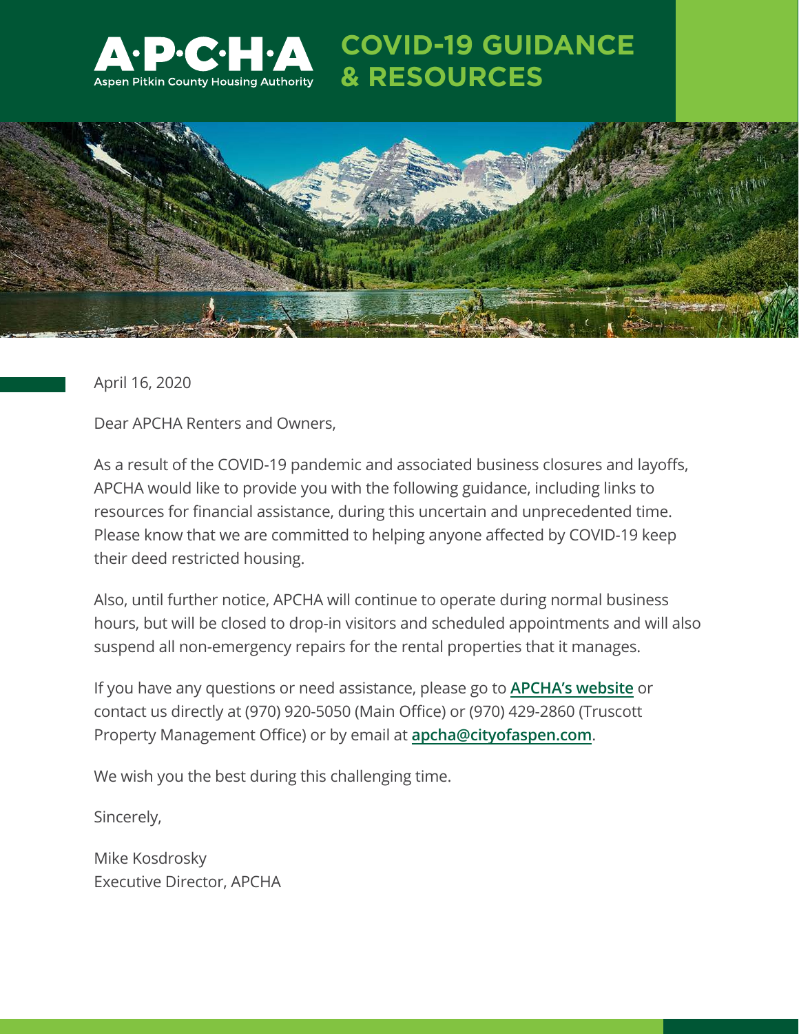# A·P·C·H·A

Aspen Pitkin County Housing Authority

# COVID-19 GUIDANCE & RESOURCES

April 16, 2020

Dear APCHA Renters and Owners,

As a result of the COVID-19 pandemic and associated business closures and layoffs, APCHA would like to provide you with the following guidance, including links to resources for financial assistance, during this uncertain and unprecedented time. Please know that we are committed to helping anyone affected by COVID-19 keep their deed restricted housing.

Also, until further notice, APCHA will continue to operate during normal business hours, but will be closed to drop-in visitors and scheduled appointments and will also suspend all non-emergency repairs for the rental properties that it manages.

If you have any questions or need assistance, please go to **APCHA's website** or contact us directly at (970) 920-5050 (Main Office) or (970) 429-2860 (Truscott Property Management Office) or by email at **apcha@cityofaspen.com**.

We wish you the best during this challenging time.

Sincerely,

Mike Kosdrosky
Executive Director, APCHA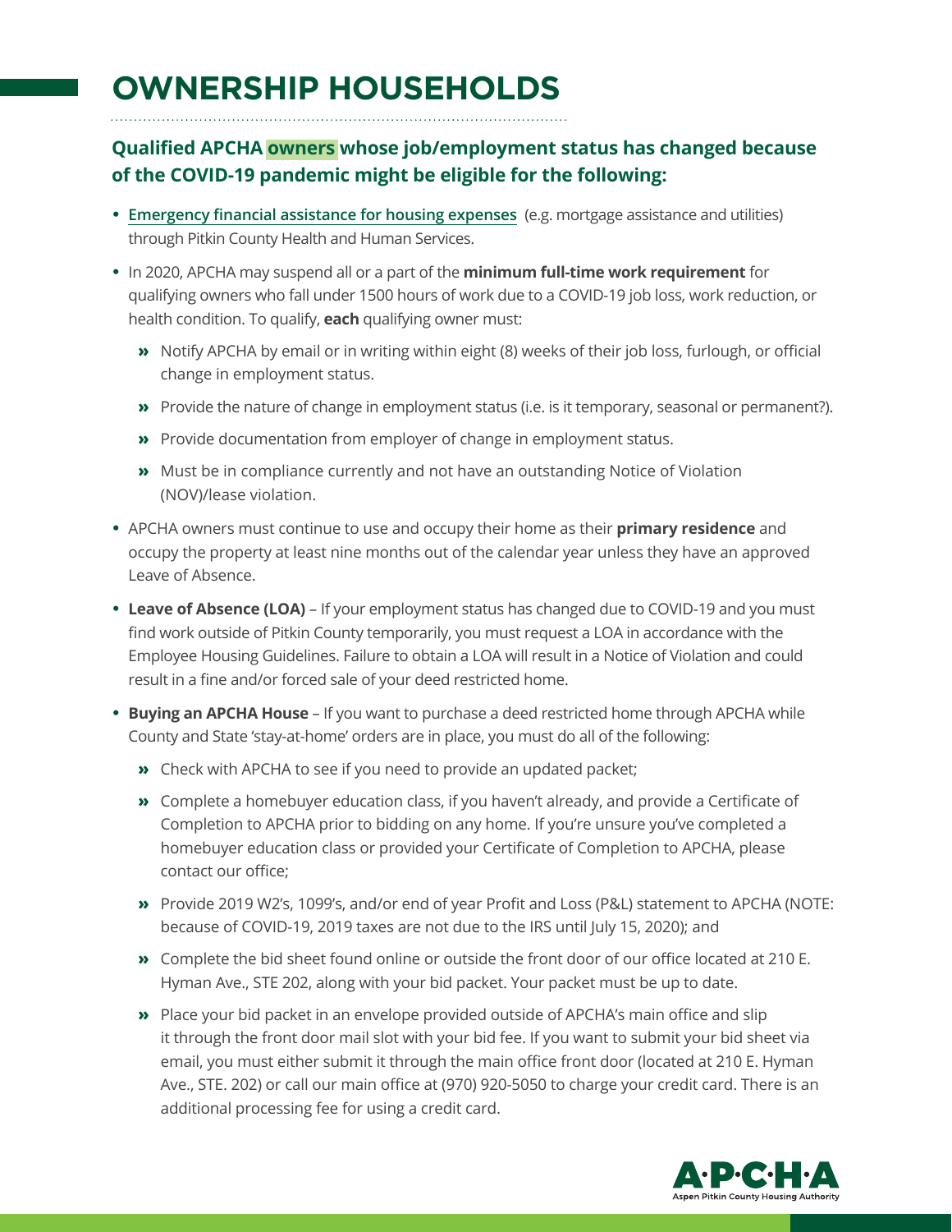# OWNERSHIP HOUSEHOLDS

### Qualified APCHA owners whose job/employment status has changed because of the COVID-19 pandemic might be eligible for the following:

- Emergency financial assistance for housing expenses (e.g. mortgage assistance and utilities) through Pitkin County Health and Human Services.
- In 2020, APCHA may suspend all or a part of the **minimum full-time work requirement** for qualifying owners who fall under 1500 hours of work due to a COVID-19 job loss, work reduction, or health condition. To qualify, **each** qualifying owner must:
  - Notify APCHA by email or in writing within eight (8) weeks of their job loss, furlough, or official change in employment status.
  - Provide the nature of change in employment status (i.e. is it temporary, seasonal or permanent?).
  - Provide documentation from employer of change in employment status.
  - Must be in compliance currently and not have an outstanding Notice of Violation (NOV)/lease violation.
- APCHA owners must continue to use and occupy their home as their **primary residence** and occupy the property at least nine months out of the calendar year unless they have an approved Leave of Absence.
- **Leave of Absence (LOA)** – If your employment status has changed due to COVID-19 and you must find work outside of Pitkin County temporarily, you must request a LOA in accordance with the Employee Housing Guidelines. Failure to obtain a LOA will result in a Notice of Violation and could result in a fine and/or forced sale of your deed restricted home.
- **Buying an APCHA House** – If you want to purchase a deed restricted home through APCHA while County and State 'stay-at-home' orders are in place, you must do all of the following:
  - Check with APCHA to see if you need to provide an updated packet;
  - Complete a homebuyer education class, if you haven't already, and provide a Certificate of Completion to APCHA prior to bidding on any home. If you're unsure you've completed a homebuyer education class or provided your Certificate of Completion to APCHA, please contact our office;
  - Provide 2019 W2's, 1099's, and/or end of year Profit and Loss (P&L) statement to APCHA (NOTE: because of COVID-19, 2019 taxes are not due to the IRS until July 15, 2020); and
  - Complete the bid sheet found online or outside the front door of our office located at 210 E. Hyman Ave., STE 202, along with your bid packet. Your packet must be up to date.
  - Place your bid packet in an envelope provided outside of APCHA's main office and slip it through the front door mail slot with your bid fee. If you want to submit your bid sheet via email, you must either submit it through the main office front door (located at 210 E. Hyman Ave., STE. 202) or call our main office at (970) 920-5050 to charge your credit card. There is an additional processing fee for using a credit card.

A·P·C·H·A
Aspen Pitkin County Housing Authority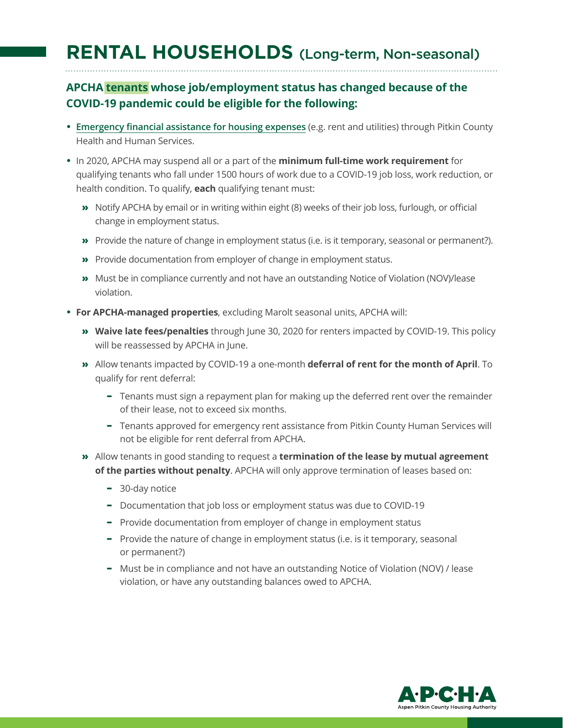# RENTAL HOUSEHOLDS (Long-term, Non-seasonal)

### APCHA tenants whose job/employment status has changed because of the COVID-19 pandemic could be eligible for the following:

- Emergency financial assistance for housing expenses (e.g. rent and utilities) through Pitkin County Health and Human Services.
- In 2020, APCHA may suspend all or a part of the **minimum full-time work requirement** for qualifying tenants who fall under 1500 hours of work due to a COVID-19 job loss, work reduction, or health condition. To qualify, **each** qualifying tenant must:
  - Notify APCHA by email or in writing within eight (8) weeks of their job loss, furlough, or official change in employment status.
  - Provide the nature of change in employment status (i.e. is it temporary, seasonal or permanent?).
  - Provide documentation from employer of change in employment status.
  - Must be in compliance currently and not have an outstanding Notice of Violation (NOV)/lease violation.
- **For APCHA-managed properties**, excluding Marolt seasonal units, APCHA will:
  - **Waive late fees/penalties** through June 30, 2020 for renters impacted by COVID-19. This policy will be reassessed by APCHA in June.
  - Allow tenants impacted by COVID-19 a one-month **deferral of rent for the month of April**. To qualify for rent deferral:
    - Tenants must sign a repayment plan for making up the deferred rent over the remainder of their lease, not to exceed six months.
    - Tenants approved for emergency rent assistance from Pitkin County Human Services will not be eligible for rent deferral from APCHA.
  - Allow tenants in good standing to request a **termination of the lease by mutual agreement of the parties without penalty**. APCHA will only approve termination of leases based on:
    - 30-day notice
    - Documentation that job loss or employment status was due to COVID-19
    - Provide documentation from employer of change in employment status
    - Provide the nature of change in employment status (i.e. is it temporary, seasonal or permanent?)
    - Must be in compliance and not have an outstanding Notice of Violation (NOV) / lease violation, or have any outstanding balances owed to APCHA.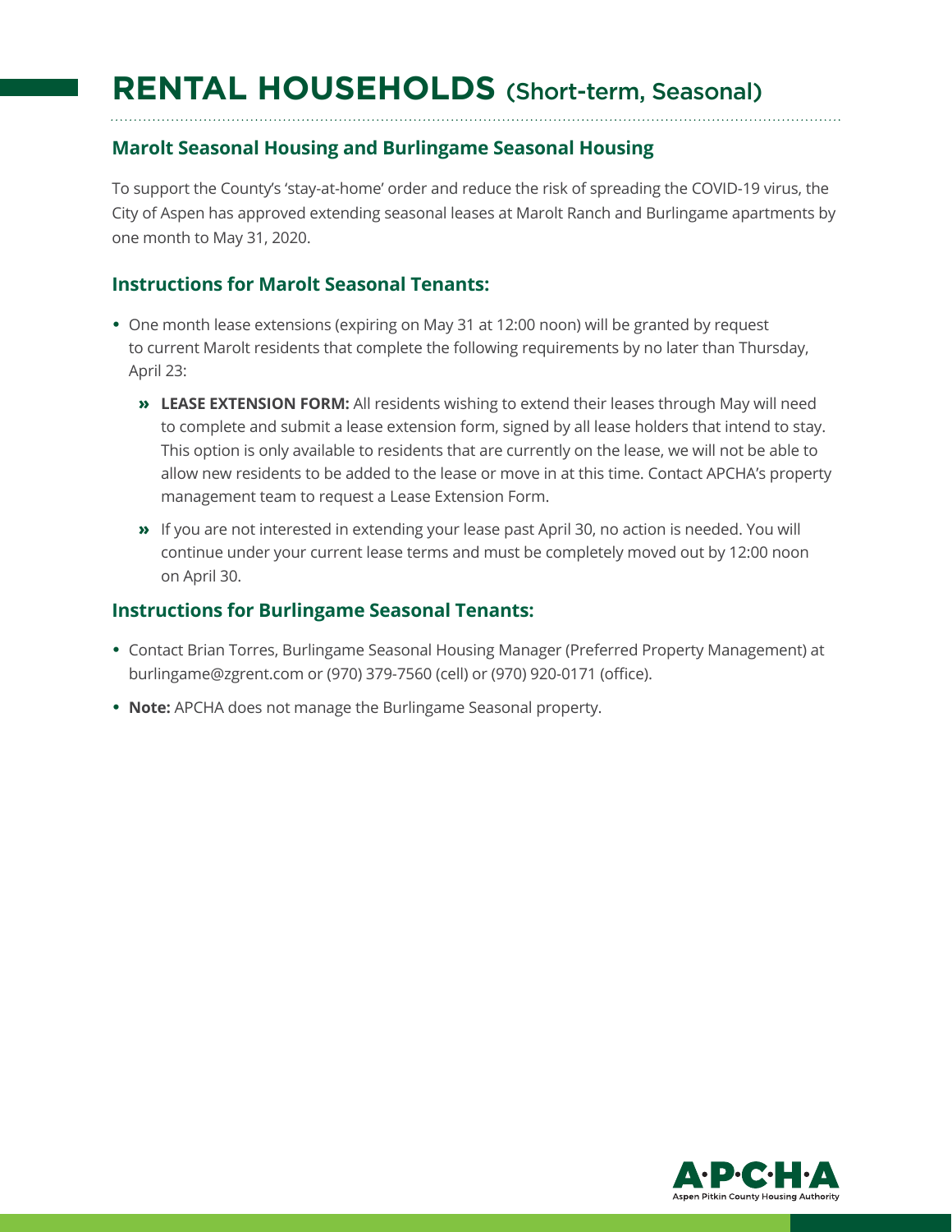# RENTAL HOUSEHOLDS (Short-term, Seasonal)

## Marolt Seasonal Housing and Burlingame Seasonal Housing

To support the County's 'stay-at-home' order and reduce the risk of spreading the COVID-19 virus, the City of Aspen has approved extending seasonal leases at Marolt Ranch and Burlingame apartments by one month to May 31, 2020.

## Instructions for Marolt Seasonal Tenants:

- One month lease extensions (expiring on May 31 at 12:00 noon) will be granted by request to current Marolt residents that complete the following requirements by no later than Thursday, April 23:
  - **LEASE EXTENSION FORM:** All residents wishing to extend their leases through May will need to complete and submit a lease extension form, signed by all lease holders that intend to stay. This option is only available to residents that are currently on the lease, we will not be able to allow new residents to be added to the lease or move in at this time. Contact APCHA's property management team to request a Lease Extension Form.
  - If you are not interested in extending your lease past April 30, no action is needed. You will continue under your current lease terms and must be completely moved out by 12:00 noon on April 30.

## Instructions for Burlingame Seasonal Tenants:

- Contact Brian Torres, Burlingame Seasonal Housing Manager (Preferred Property Management) at burlingame@zgrent.com or (970) 379-7560 (cell) or (970) 920-0171 (office).
- **Note:** APCHA does not manage the Burlingame Seasonal property.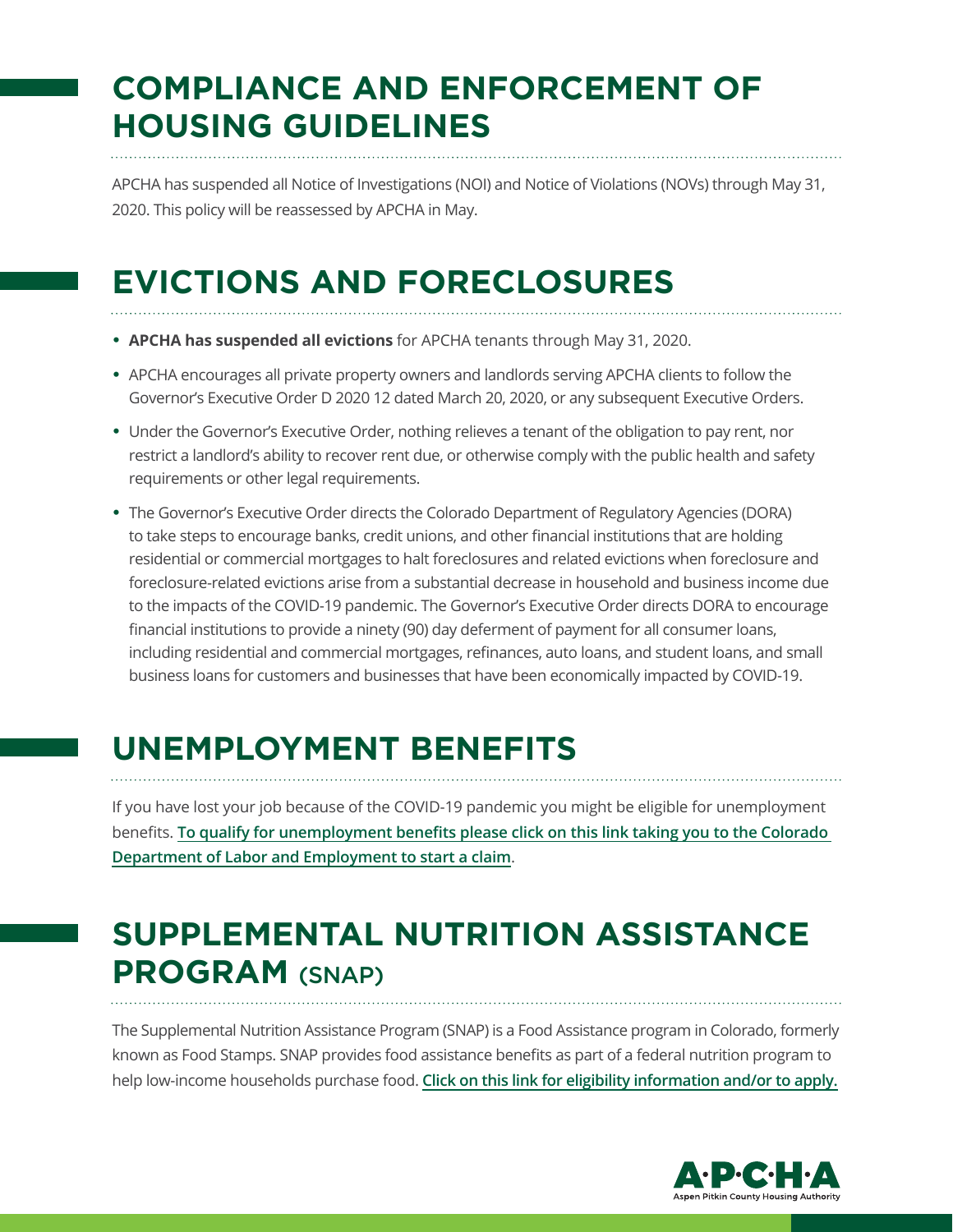## COMPLIANCE AND ENFORCEMENT OF HOUSING GUIDELINES

APCHA has suspended all Notice of Investigations (NOI) and Notice of Violations (NOVs) through May 31, 2020. This policy will be reassessed by APCHA in May.

## EVICTIONS AND FORECLOSURES

- **APCHA has suspended all evictions** for APCHA tenants through May 31, 2020.
- APCHA encourages all private property owners and landlords serving APCHA clients to follow the Governor's Executive Order D 2020 12 dated March 20, 2020, or any subsequent Executive Orders.
- Under the Governor's Executive Order, nothing relieves a tenant of the obligation to pay rent, nor restrict a landlord's ability to recover rent due, or otherwise comply with the public health and safety requirements or other legal requirements.
- The Governor's Executive Order directs the Colorado Department of Regulatory Agencies (DORA) to take steps to encourage banks, credit unions, and other financial institutions that are holding residential or commercial mortgages to halt foreclosures and related evictions when foreclosure and foreclosure-related evictions arise from a substantial decrease in household and business income due to the impacts of the COVID-19 pandemic. The Governor's Executive Order directs DORA to encourage financial institutions to provide a ninety (90) day deferment of payment for all consumer loans, including residential and commercial mortgages, refinances, auto loans, and student loans, and small business loans for customers and businesses that have been economically impacted by COVID-19.

## UNEMPLOYMENT BENEFITS

If you have lost your job because of the COVID-19 pandemic you might be eligible for unemployment benefits. **To qualify for unemployment benefits please click on this link taking you to the Colorado Department of Labor and Employment to start a claim**.

## SUPPLEMENTAL NUTRITION ASSISTANCE PROGRAM (SNAP)

The Supplemental Nutrition Assistance Program (SNAP) is a Food Assistance program in Colorado, formerly known as Food Stamps. SNAP provides food assistance benefits as part of a federal nutrition program to help low-income households purchase food. **Click on this link for eligibility information and/or to apply.**

A·P·C·H·A
Aspen Pitkin County Housing Authority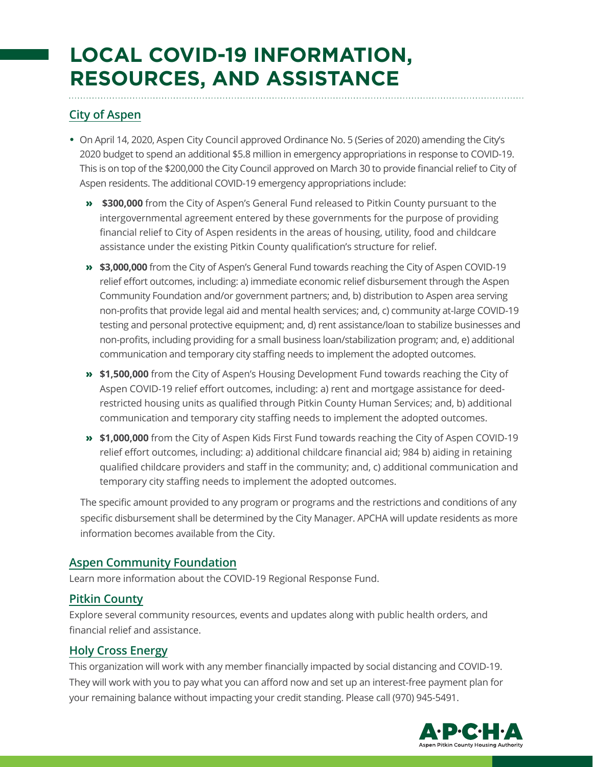# LOCAL COVID-19 INFORMATION, RESOURCES, AND ASSISTANCE

## City of Aspen

- On April 14, 2020, Aspen City Council approved Ordinance No. 5 (Series of 2020) amending the City's 2020 budget to spend an additional $5.8 million in emergency appropriations in response to COVID-19. This is on top of the $200,000 the City Council approved on March 30 to provide financial relief to City of Aspen residents. The additional COVID-19 emergency appropriations include:
  - **$300,000** from the City of Aspen's General Fund released to Pitkin County pursuant to the intergovernmental agreement entered by these governments for the purpose of providing financial relief to City of Aspen residents in the areas of housing, utility, food and childcare assistance under the existing Pitkin County qualification's structure for relief.
  - **$3,000,000** from the City of Aspen's General Fund towards reaching the City of Aspen COVID-19 relief effort outcomes, including: a) immediate economic relief disbursement through the Aspen Community Foundation and/or government partners; and, b) distribution to Aspen area serving non-profits that provide legal aid and mental health services; and, c) community at-large COVID-19 testing and personal protective equipment; and, d) rent assistance/loan to stabilize businesses and non-profits, including providing for a small business loan/stabilization program; and, e) additional communication and temporary city staffing needs to implement the adopted outcomes.
  - **$1,500,000** from the City of Aspen's Housing Development Fund towards reaching the City of Aspen COVID-19 relief effort outcomes, including: a) rent and mortgage assistance for deed-restricted housing units as qualified through Pitkin County Human Services; and, b) additional communication and temporary city staffing needs to implement the adopted outcomes.
  - **$1,000,000** from the City of Aspen Kids First Fund towards reaching the City of Aspen COVID-19 relief effort outcomes, including: a) additional childcare financial aid; 984 b) aiding in retaining qualified childcare providers and staff in the community; and, c) additional communication and temporary city staffing needs to implement the adopted outcomes.

  The specific amount provided to any program or programs and the restrictions and conditions of any specific disbursement shall be determined by the City Manager. APCHA will update residents as more information becomes available from the City.

## Aspen Community Foundation

Learn more information about the COVID-19 Regional Response Fund.

## Pitkin County

Explore several community resources, events and updates along with public health orders, and financial relief and assistance.

## Holy Cross Energy

This organization will work with any member financially impacted by social distancing and COVID-19. They will work with you to pay what you can afford now and set up an interest-free payment plan for your remaining balance without impacting your credit standing. Please call (970) 945-5491.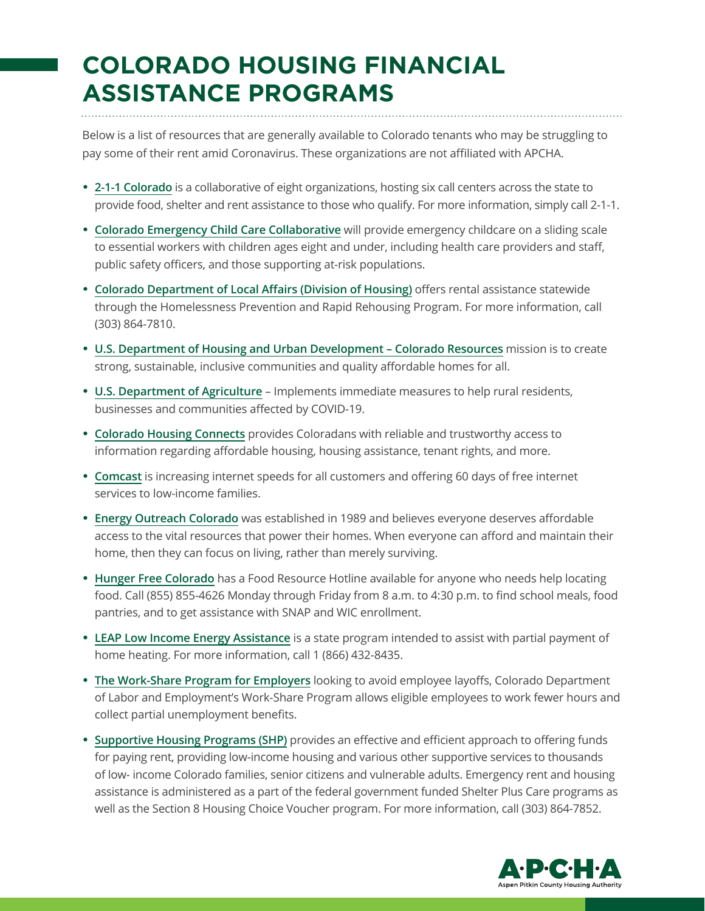# COLORADO HOUSING FINANCIAL ASSISTANCE PROGRAMS

Below is a list of resources that are generally available to Colorado tenants who may be struggling to pay some of their rent amid Coronavirus. These organizations are not affiliated with APCHA.

- **2-1-1 Colorado** is a collaborative of eight organizations, hosting six call centers across the state to provide food, shelter and rent assistance to those who qualify. For more information, simply call 2-1-1.
- **Colorado Emergency Child Care Collaborative** will provide emergency childcare on a sliding scale to essential workers with children ages eight and under, including health care providers and staff, public safety officers, and those supporting at-risk populations.
- **Colorado Department of Local Affairs (Division of Housing)** offers rental assistance statewide through the Homelessness Prevention and Rapid Rehousing Program. For more information, call (303) 864-7810.
- **U.S. Department of Housing and Urban Development – Colorado Resources** mission is to create strong, sustainable, inclusive communities and quality affordable homes for all.
- **U.S. Department of Agriculture** – Implements immediate measures to help rural residents, businesses and communities affected by COVID-19.
- **Colorado Housing Connects** provides Coloradans with reliable and trustworthy access to information regarding affordable housing, housing assistance, tenant rights, and more.
- **Comcast** is increasing internet speeds for all customers and offering 60 days of free internet services to low-income families.
- **Energy Outreach Colorado** was established in 1989 and believes everyone deserves affordable access to the vital resources that power their homes. When everyone can afford and maintain their home, then they can focus on living, rather than merely surviving.
- **Hunger Free Colorado** has a Food Resource Hotline available for anyone who needs help locating food. Call (855) 855-4626 Monday through Friday from 8 a.m. to 4:30 p.m. to find school meals, food pantries, and to get assistance with SNAP and WIC enrollment.
- **LEAP Low Income Energy Assistance** is a state program intended to assist with partial payment of home heating. For more information, call 1 (866) 432-8435.
- **The Work-Share Program for Employers** looking to avoid employee layoffs, Colorado Department of Labor and Employment's Work-Share Program allows eligible employees to work fewer hours and collect partial unemployment benefits.
- **Supportive Housing Programs (SHP)** provides an effective and efficient approach to offering funds for paying rent, providing low-income housing and various other supportive services to thousands of low- income Colorado families, senior citizens and vulnerable adults. Emergency rent and housing assistance is administered as a part of the federal government funded Shelter Plus Care programs as well as the Section 8 Housing Choice Voucher program. For more information, call (303) 864-7852.

A·P·C·H·A
Aspen Pitkin County Housing Authority